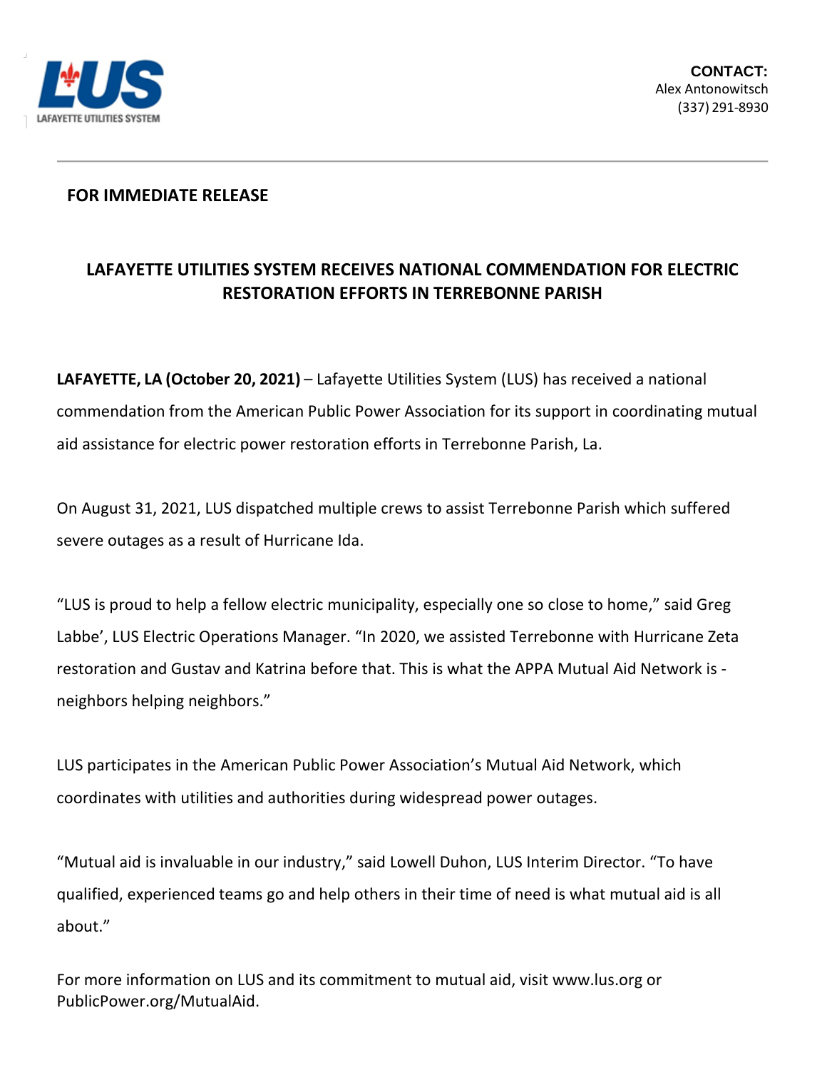LUS
LAFAYETTE UTILITIES SYSTEM

**CONTACT:**
Alex Antonowitsch
(337) 291-8930

---

**FOR IMMEDIATE RELEASE**

## LAFAYETTE UTILITIES SYSTEM RECEIVES NATIONAL COMMENDATION FOR ELECTRIC RESTORATION EFFORTS IN TERREBONNE PARISH

**LAFAYETTE, LA (October 20, 2021)** – Lafayette Utilities System (LUS) has received a national commendation from the American Public Power Association for its support in coordinating mutual aid assistance for electric power restoration efforts in Terrebonne Parish, La.

On August 31, 2021, LUS dispatched multiple crews to assist Terrebonne Parish which suffered severe outages as a result of Hurricane Ida.

"LUS is proud to help a fellow electric municipality, especially one so close to home," said Greg Labbe', LUS Electric Operations Manager. "In 2020, we assisted Terrebonne with Hurricane Zeta restoration and Gustav and Katrina before that. This is what the APPA Mutual Aid Network is - neighbors helping neighbors."

LUS participates in the American Public Power Association's Mutual Aid Network, which coordinates with utilities and authorities during widespread power outages.

"Mutual aid is invaluable in our industry," said Lowell Duhon, LUS Interim Director. "To have qualified, experienced teams go and help others in their time of need is what mutual aid is all about."

For more information on LUS and its commitment to mutual aid, visit www.lus.org or PublicPower.org/MutualAid.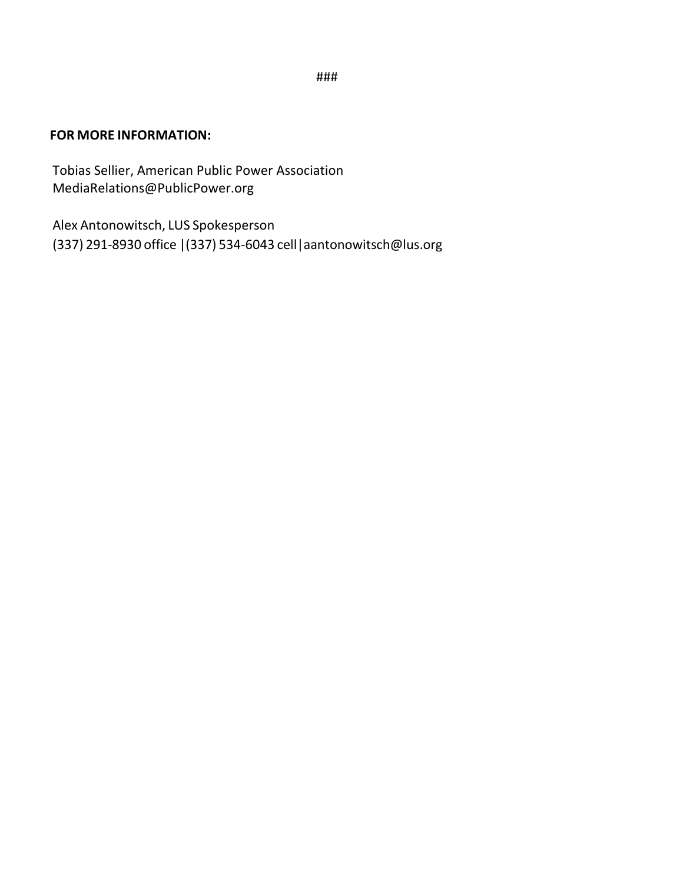###

**FOR MORE INFORMATION:**

Tobias Sellier, American Public Power Association
MediaRelations@PublicPower.org

Alex Antonowitsch, LUS Spokesperson
(337) 291-8930 office |(337) 534-6043 cell|aantonowitsch@lus.org